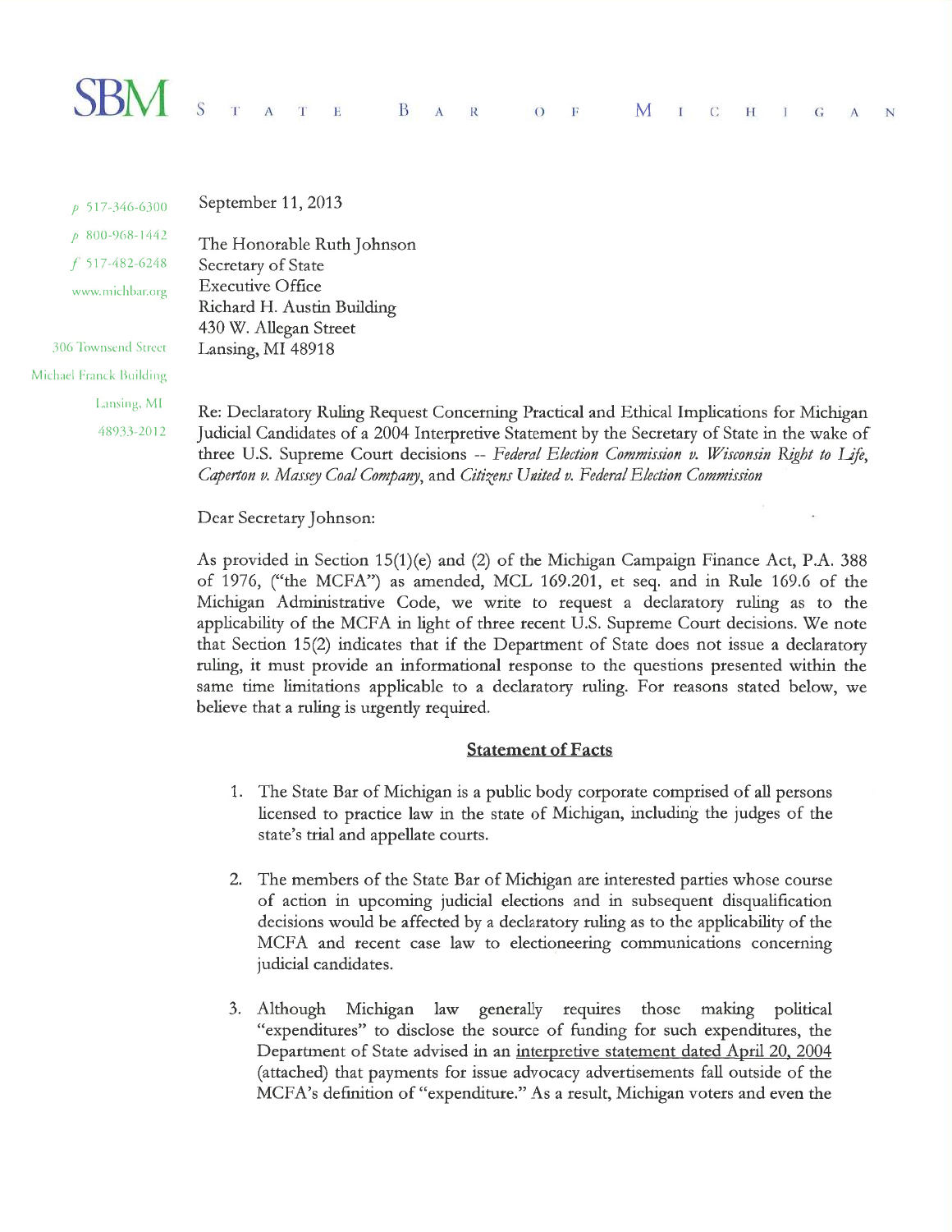# SBM STATE BAR OF MICHIGAN

p 517-346-6300
p 800-968-1442
f 517-482-6248
www.michbar.org

306 Townsend Street
Michael Franck Building
Lansing, MI
48933-2012

September 11, 2013

The Honorable Ruth Johnson
Secretary of State
Executive Office
Richard H. Austin Building
430 W. Allegan Street
Lansing, MI 48918

Re: Declaratory Ruling Request Concerning Practical and Ethical Implications for Michigan Judicial Candidates of a 2004 Interpretive Statement by the Secretary of State in the wake of three U.S. Supreme Court decisions -- *Federal Election Commission v. Wisconsin Right to Life*, *Caperton v. Massey Coal Company*, and *Citizens United v. Federal Election Commission*

Dear Secretary Johnson:

As provided in Section 15(1)(e) and (2) of the Michigan Campaign Finance Act, P.A. 388 of 1976, ("the MCFA") as amended, MCL 169.201, et seq. and in Rule 169.6 of the Michigan Administrative Code, we write to request a declaratory ruling as to the applicability of the MCFA in light of three recent U.S. Supreme Court decisions. We note that Section 15(2) indicates that if the Department of State does not issue a declaratory ruling, it must provide an informational response to the questions presented within the same time limitations applicable to a declaratory ruling. For reasons stated below, we believe that a ruling is urgently required.

## Statement of Facts

1. The State Bar of Michigan is a public body corporate comprised of all persons licensed to practice law in the state of Michigan, including the judges of the state's trial and appellate courts.

2. The members of the State Bar of Michigan are interested parties whose course of action in upcoming judicial elections and in subsequent disqualification decisions would be affected by a declaratory ruling as to the applicability of the MCFA and recent case law to electioneering communications concerning judicial candidates.

3. Although Michigan law generally requires those making political "expenditures" to disclose the source of funding for such expenditures, the Department of State advised in an interpretive statement dated April 20, 2004 (attached) that payments for issue advocacy advertisements fall outside of the MCFA's definition of "expenditure." As a result, Michigan voters and even the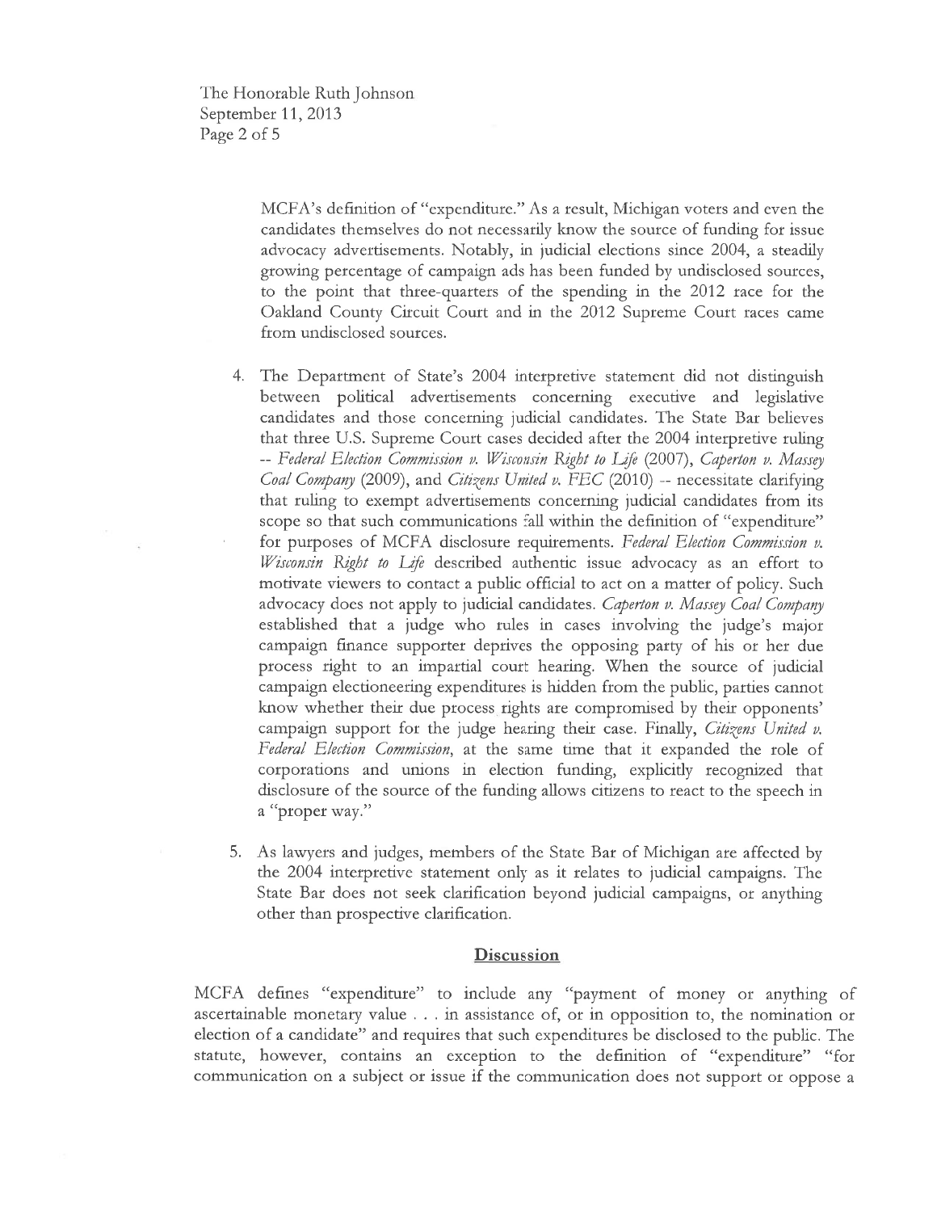MCFA's definition of "expenditure." As a result, Michigan voters and even the candidates themselves do not necessarily know the source of funding for issue advocacy advertisements. Notably, in judicial elections since 2004, a steadily growing percentage of campaign ads has been funded by undisclosed sources, to the point that three-quarters of the spending in the 2012 race for the Oakland County Circuit Court and in the 2012 Supreme Court races came from undisclosed sources.

4. The Department of State's 2004 interpretive statement did not distinguish between political advertisements concerning executive and legislative candidates and those concerning judicial candidates. The State Bar believes that three U.S. Supreme Court cases decided after the 2004 interpretive ruling -- *Federal Election Commission v. Wisconsin Right to Life* (2007), *Caperton v. Massey Coal Company* (2009), and *Citizens United v. FEC* (2010) -- necessitate clarifying that ruling to exempt advertisements concerning judicial candidates from its scope so that such communications fall within the definition of "expenditure" for purposes of MCFA disclosure requirements. *Federal Election Commission v. Wisconsin Right to Life* described authentic issue advocacy as an effort to motivate viewers to contact a public official to act on a matter of policy. Such advocacy does not apply to judicial candidates. *Caperton v. Massey Coal Company* established that a judge who rules in cases involving the judge's major campaign finance supporter deprives the opposing party of his or her due process right to an impartial court hearing. When the source of judicial campaign electioneering expenditures is hidden from the public, parties cannot know whether their due process rights are compromised by their opponents' campaign support for the judge hearing their case. Finally, *Citizens United v. Federal Election Commission*, at the same time that it expanded the role of corporations and unions in election funding, explicitly recognized that disclosure of the source of the funding allows citizens to react to the speech in a "proper way."

5. As lawyers and judges, members of the State Bar of Michigan are affected by the 2004 interpretive statement only as it relates to judicial campaigns. The State Bar does not seek clarification beyond judicial campaigns, or anything other than prospective clarification.

## Discussion

MCFA defines "expenditure" to include any "payment of money or anything of ascertainable monetary value . . . in assistance of, or in opposition to, the nomination or election of a candidate" and requires that such expenditures be disclosed to the public. The statute, however, contains an exception to the definition of "expenditure" "for communication on a subject or issue if the communication does not support or oppose a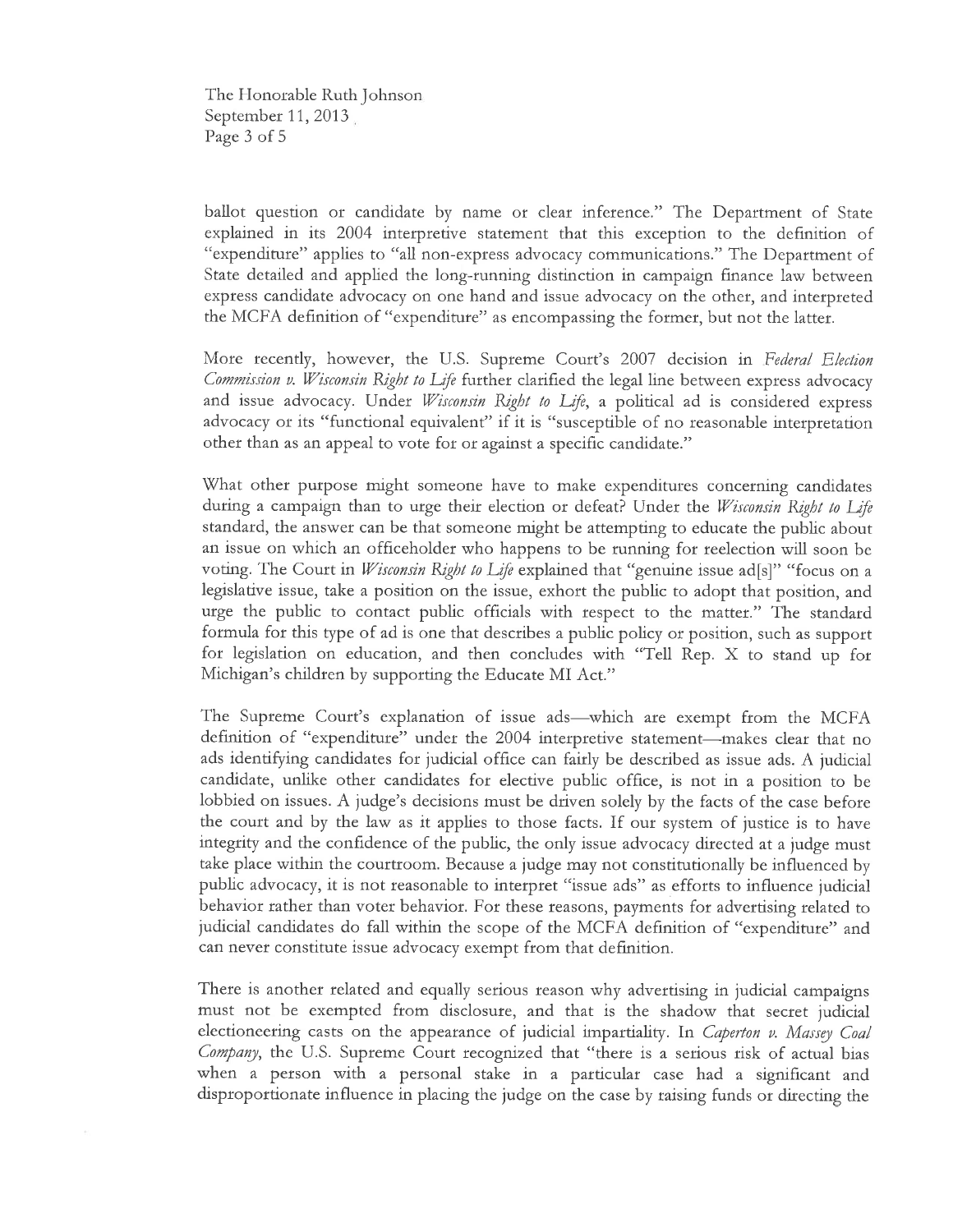ballot question or candidate by name or clear inference." The Department of State explained in its 2004 interpretive statement that this exception to the definition of "expenditure" applies to "all non-express advocacy communications." The Department of State detailed and applied the long-running distinction in campaign finance law between express candidate advocacy on one hand and issue advocacy on the other, and interpreted the MCFA definition of "expenditure" as encompassing the former, but not the latter.

More recently, however, the U.S. Supreme Court's 2007 decision in *Federal Election Commission v. Wisconsin Right to Life* further clarified the legal line between express advocacy and issue advocacy. Under *Wisconsin Right to Life*, a political ad is considered express advocacy or its "functional equivalent" if it is "susceptible of no reasonable interpretation other than as an appeal to vote for or against a specific candidate."

What other purpose might someone have to make expenditures concerning candidates during a campaign than to urge their election or defeat? Under the *Wisconsin Right to Life* standard, the answer can be that someone might be attempting to educate the public about an issue on which an officeholder who happens to be running for reelection will soon be voting. The Court in *Wisconsin Right to Life* explained that "genuine issue ad[s]" "focus on a legislative issue, take a position on the issue, exhort the public to adopt that position, and urge the public to contact public officials with respect to the matter." The standard formula for this type of ad is one that describes a public policy or position, such as support for legislation on education, and then concludes with "Tell Rep. X to stand up for Michigan's children by supporting the Educate MI Act."

The Supreme Court's explanation of issue ads—which are exempt from the MCFA definition of "expenditure" under the 2004 interpretive statement—makes clear that no ads identifying candidates for judicial office can fairly be described as issue ads. A judicial candidate, unlike other candidates for elective public office, is not in a position to be lobbied on issues. A judge's decisions must be driven solely by the facts of the case before the court and by the law as it applies to those facts. If our system of justice is to have integrity and the confidence of the public, the only issue advocacy directed at a judge must take place within the courtroom. Because a judge may not constitutionally be influenced by public advocacy, it is not reasonable to interpret "issue ads" as efforts to influence judicial behavior rather than voter behavior. For these reasons, payments for advertising related to judicial candidates do fall within the scope of the MCFA definition of "expenditure" and can never constitute issue advocacy exempt from that definition.

There is another related and equally serious reason why advertising in judicial campaigns must not be exempted from disclosure, and that is the shadow that secret judicial electioneering casts on the appearance of judicial impartiality. In *Caperton v. Massey Coal Company*, the U.S. Supreme Court recognized that "there is a serious risk of actual bias when a person with a personal stake in a particular case had a significant and disproportionate influence in placing the judge on the case by raising funds or directing the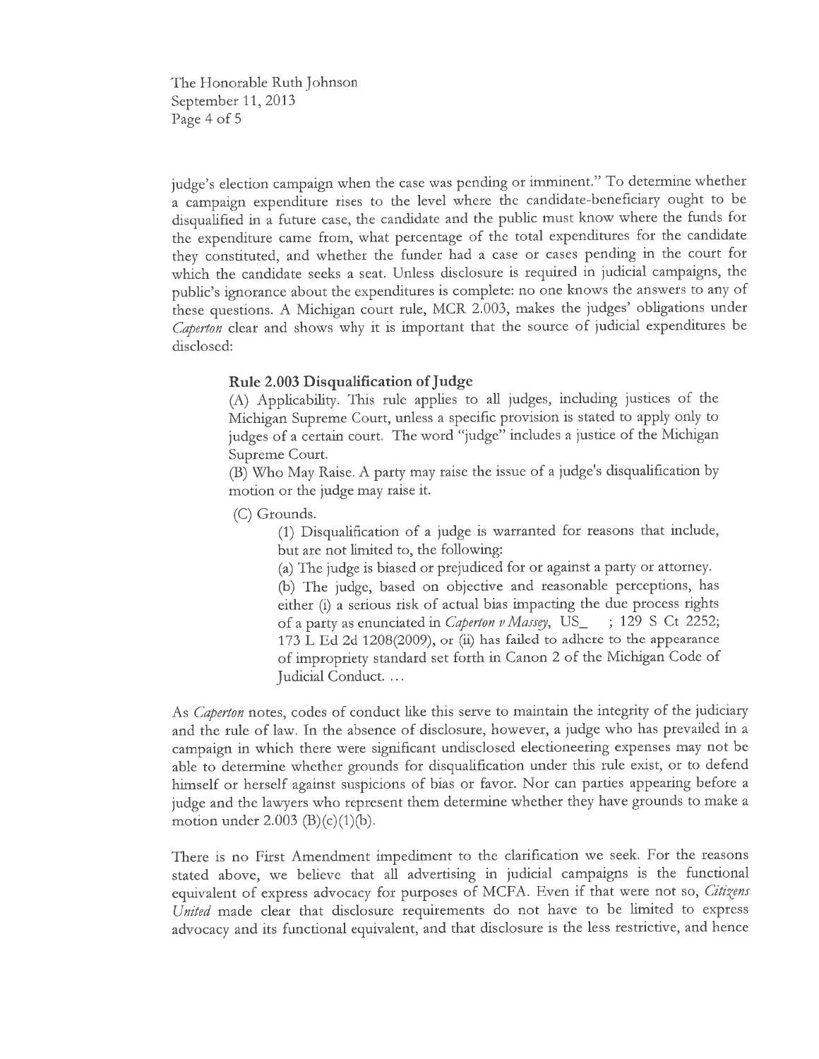judge's election campaign when the case was pending or imminent." To determine whether a campaign expenditure rises to the level where the candidate-beneficiary ought to be disqualified in a future case, the candidate and the public must know where the funds for the expenditure came from, what percentage of the total expenditures for the candidate they constituted, and whether the funder had a case or cases pending in the court for which the candidate seeks a seat. Unless disclosure is required in judicial campaigns, the public's ignorance about the expenditures is complete: no one knows the answers to any of these questions. A Michigan court rule, MCR 2.003, makes the judges' obligations under *Caperton* clear and shows why it is important that the source of judicial expenditures be disclosed:

> **Rule 2.003 Disqualification of Judge**
>
> (A) Applicability. This rule applies to all judges, including justices of the Michigan Supreme Court, unless a specific provision is stated to apply only to judges of a certain court. The word "judge" includes a justice of the Michigan Supreme Court.
>
> (B) Who May Raise. A party may raise the issue of a judge's disqualification by motion or the judge may raise it.
>
> (C) Grounds.
>
> > (1) Disqualification of a judge is warranted for reasons that include, but are not limited to, the following:
> >
> > (a) The judge is biased or prejudiced for or against a party or attorney.
> >
> > (b) The judge, based on objective and reasonable perceptions, has either (i) a serious risk of actual bias impacting the due process rights of a party as enunciated in *Caperton v Massey*, US_ ; 129 S Ct 2252; 173 L Ed 2d 1208(2009), or (ii) has failed to adhere to the appearance of impropriety standard set forth in Canon 2 of the Michigan Code of Judicial Conduct. ...

As *Caperton* notes, codes of conduct like this serve to maintain the integrity of the judiciary and the rule of law. In the absence of disclosure, however, a judge who has prevailed in a campaign in which there were significant undisclosed electioneering expenses may not be able to determine whether grounds for disqualification under this rule exist, or to defend himself or herself against suspicions of bias or favor. Nor can parties appearing before a judge and the lawyers who represent them determine whether they have grounds to make a motion under 2.003 (B)(c)(1)(b).

There is no First Amendment impediment to the clarification we seek. For the reasons stated above, we believe that all advertising in judicial campaigns is the functional equivalent of express advocacy for purposes of MCFA. Even if that were not so, *Citizens United* made clear that disclosure requirements do not have to be limited to express advocacy and its functional equivalent, and that disclosure is the less restrictive, and hence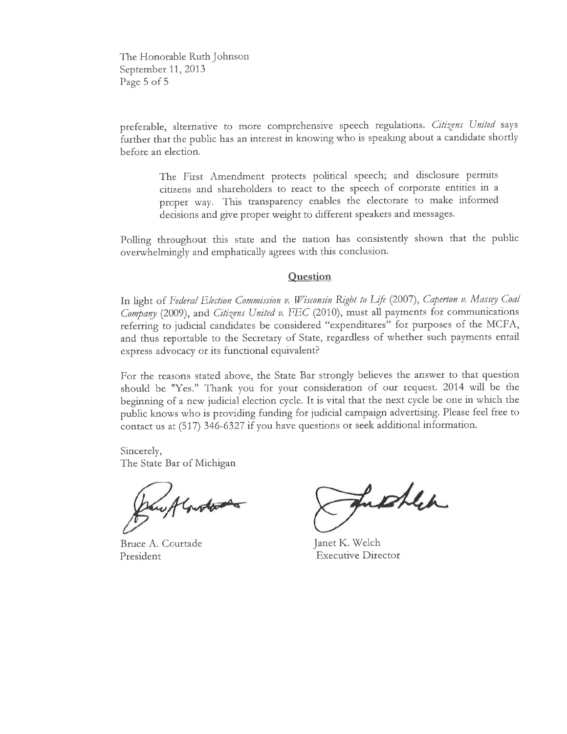preferable, alternative to more comprehensive speech regulations. *Citizens United* says further that the public has an interest in knowing who is speaking about a candidate shortly before an election.

> The First Amendment protects political speech; and disclosure permits citizens and shareholders to react to the speech of corporate entities in a proper way. This transparency enables the electorate to make informed decisions and give proper weight to different speakers and messages.

Polling throughout this state and the nation has consistently shown that the public overwhelmingly and emphatically agrees with this conclusion.

## Question

In light of *Federal Election Commission v. Wisconsin Right to Life* (2007), *Caperton v. Massey Coal Company* (2009), and *Citizens United v. FEC* (2010), must all payments for communications referring to judicial candidates be considered "expenditures" for purposes of the MCFA, and thus reportable to the Secretary of State, regardless of whether such payments entail express advocacy or its functional equivalent?

For the reasons stated above, the State Bar strongly believes the answer to that question should be "Yes." Thank you for your consideration of our request. 2014 will be the beginning of a new judicial election cycle. It is vital that the next cycle be one in which the public knows who is providing funding for judicial campaign advertising. Please feel free to contact us at (517) 346-6327 if you have questions or seek additional information.

Sincerely,
The State Bar of Michigan

Bruce A. Courtade
President

Janet K. Welch
Executive Director